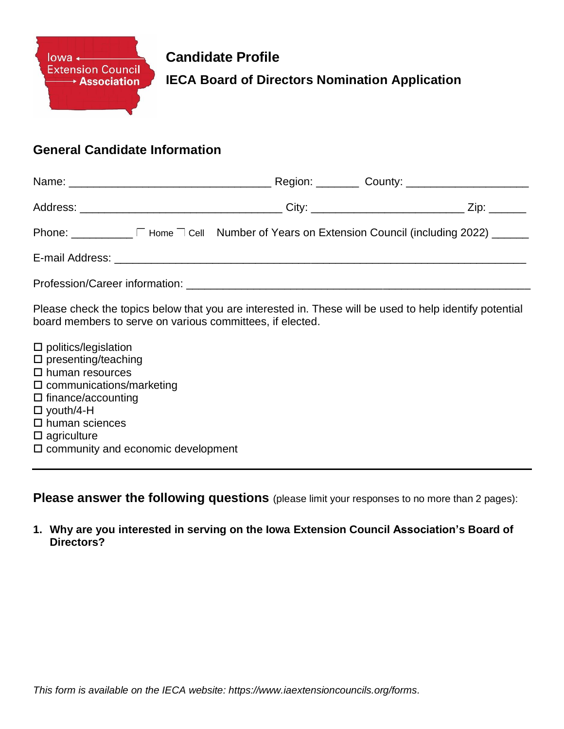Iowa Extension Council Association

# Candidate Profile

## IECA Board of Directors Nomination Application

### General Candidate Information

Name: ________________________________ Region: _______ County: ___________________

Address: ________________________________ City: _______________________ Zip: ______

Phone: __________ ☐ Home ☐ Cell Number of Years on Extension Council (including 2022) ______

E-mail Address: ______________________________________________________________

Profession/Career information: _________________________________________________

Please check the topics below that you are interested in. These will be used to help identify potential board members to serve on various committees, if elected.

- ☐ politics/legislation
- ☐ presenting/teaching
- ☐ human resources
- ☐ communications/marketing
- ☐ finance/accounting
- ☐ youth/4-H
- ☐ human sciences
- ☐ agriculture
- ☐ community and economic development

---

**Please answer the following questions** (please limit your responses to no more than 2 pages):

1. **Why are you interested in serving on the Iowa Extension Council Association's Board of Directors?**

*This form is available on the IECA website: https://www.iaextensioncouncils.org/forms.*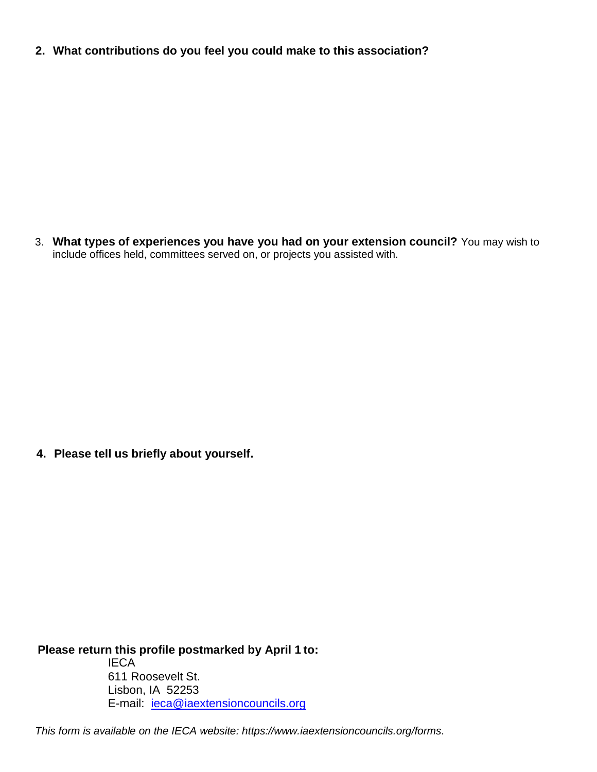**2. What contributions do you feel you could make to this association?**

3. **What types of experiences you have you had on your extension council?** You may wish to include offices held, committees served on, or projects you assisted with.

**4. Please tell us briefly about yourself.**

**Please return this profile postmarked by April 1 to:**

IECA
611 Roosevelt St.
Lisbon, IA 52253
E-mail: ieca@iaextensioncouncils.org

*This form is available on the IECA website: https://www.iaextensioncouncils.org/forms.*